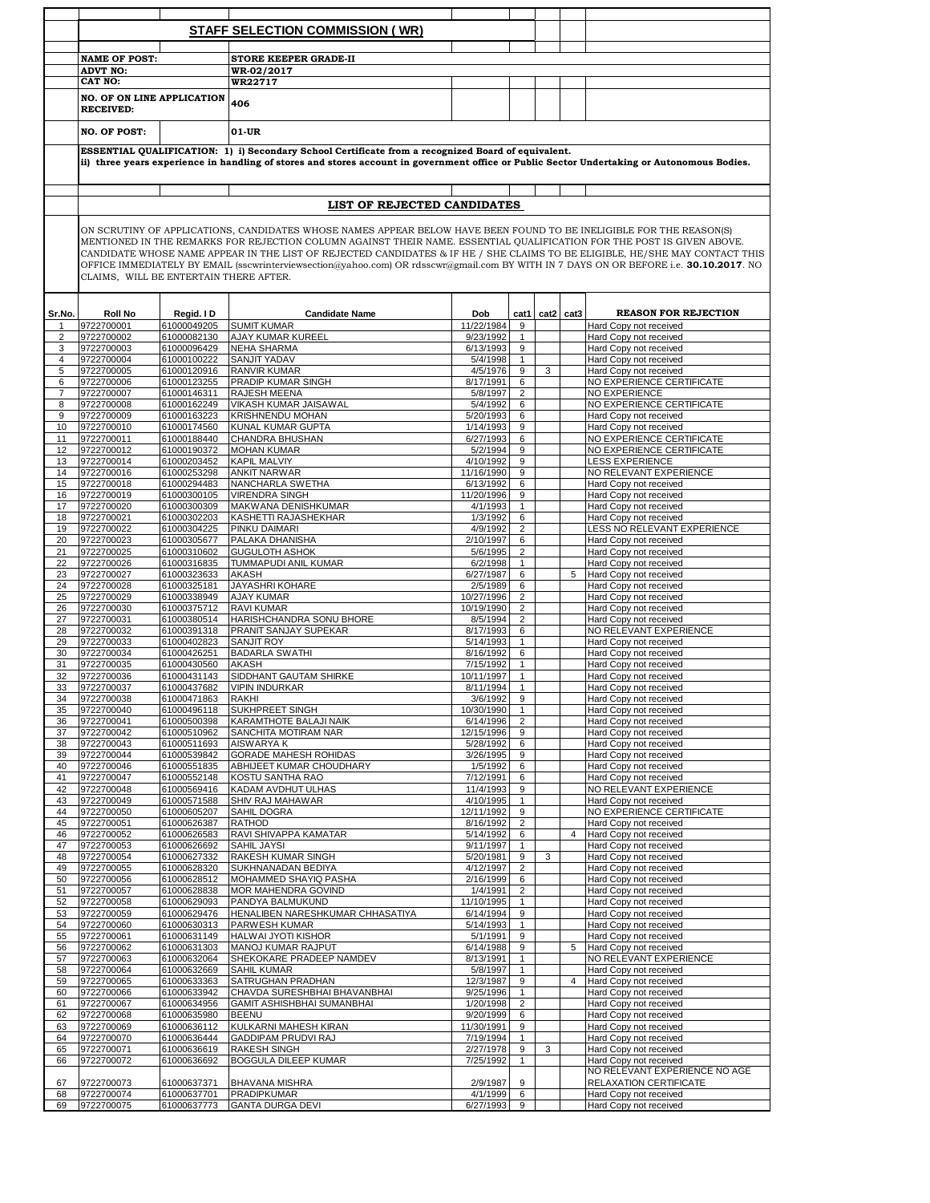## STAFF SELECTION COMMISSION ( WR)

**NAME OF POST:** STORE KEEPER GRADE-II

**ADVT NO:** WR-02/2017

**CAT NO:** WR22717

**NO. OF ON LINE APPLICATION RECEIVED:** 406

**NO. OF POST:** 01-UR

**ESSENTIAL QUALIFICATION: 1) i) Secondary School Certificate from a recognized Board of equivalent.**
**ii) three years experience in handling of stores and stores account in government office or Public Sector Undertaking or Autonomous Bodies.**

## LIST OF REJECTED CANDIDATES

ON SCRUTINY OF APPLICATIONS, CANDIDATES WHOSE NAMES APPEAR BELOW HAVE BEEN FOUND TO BE INELIGIBLE FOR THE REASON(S) MENTIONED IN THE REMARKS FOR REJECTION COLUMN AGAINST THEIR NAME. ESSENTIAL QUALIFICATION FOR THE POST IS GIVEN ABOVE. CANDIDATE WHOSE NAME APPEAR IN THE LIST OF REJECTED CANDIDATES & IF HE / SHE CLAIMS TO BE ELIGIBLE, HE/SHE MAY CONTACT THIS OFFICE IMMEDIATELY BY EMAIL (sscwrinterviewsection@yahoo.com) OR rdsscwr@gmail.com BY WITH IN 7 DAYS ON OR BEFORE i.e. **30.10.2017**. NO CLAIMS, WILL BE ENTERTAIN THERE AFTER.

| Sr.No. | Roll No | Regid. I D | Candidate Name | Dob | cat1 | cat2 | cat3 | REASON FOR REJECTION |
|---|---|---|---|---|---|---|---|---|
| 1 | 9722700001 | 61000049205 | SUMIT KUMAR | 11/22/1984 | 9 | | | Hard Copy not received |
| 2 | 9722700002 | 61000082130 | AJAY KUMAR KUREEL | 9/23/1992 | 1 | | | Hard Copy not received |
| 3 | 9722700003 | 61000096429 | NEHA SHARMA | 6/13/1993 | 9 | | | Hard Copy not received |
| 4 | 9722700004 | 61000100222 | SANJIT YADAV | 5/4/1998 | 1 | | | Hard Copy not received |
| 5 | 9722700005 | 61000120916 | RANVIR KUMAR | 4/5/1976 | 9 | 3 | | Hard Copy not received |
| 6 | 9722700006 | 61000123255 | PRADIP KUMAR SINGH | 8/17/1991 | 6 | | | NO EXPERIENCE CERTIFICATE |
| 7 | 9722700007 | 61000146311 | RAJESH MEENA | 5/8/1997 | 2 | | | NO EXPERIENCE |
| 8 | 9722700008 | 61000162249 | VIKASH KUMAR JAISAWAL | 5/4/1992 | 6 | | | NO EXPERIENCE CERTIFICATE |
| 9 | 9722700009 | 61000163223 | KRISHNENDU MOHAN | 5/20/1993 | 6 | | | Hard Copy not received |
| 10 | 9722700010 | 61000174560 | KUNAL KUMAR GUPTA | 1/14/1993 | 9 | | | Hard Copy not received |
| 11 | 9722700011 | 61000188440 | CHANDRA BHUSHAN | 6/27/1993 | 6 | | | NO EXPERIENCE CERTIFICATE |
| 12 | 9722700012 | 61000190372 | MOHAN KUMAR | 5/2/1994 | 9 | | | NO EXPERIENCE CERTIFICATE |
| 13 | 9722700014 | 61000203452 | KAPIL MALVIY | 4/10/1992 | 9 | | | LESS EXPERIENCE |
| 14 | 9722700016 | 61000253298 | ANKIT NARWAR | 11/16/1990 | 9 | | | NO RELEVANT EXPERIENCE |
| 15 | 9722700018 | 61000294483 | NANCHARLA SWETHA | 6/13/1992 | 6 | | | Hard Copy not received |
| 16 | 9722700019 | 61000300105 | VIRENDRA SINGH | 11/20/1996 | 9 | | | Hard Copy not received |
| 17 | 9722700020 | 61000300309 | MAKWANA DENISHKUMAR | 4/1/1993 | 1 | | | Hard Copy not received |
| 18 | 9722700021 | 61000302203 | KASHETTI RAJASHEKHAR | 1/3/1992 | 6 | | | Hard Copy not received |
| 19 | 9722700022 | 61000304225 | PINKU DAIMARI | 4/9/1992 | 2 | | | LESS NO RELEVANT EXPERIENCE |
| 20 | 9722700023 | 61000305677 | PALAKA DHANISHA | 2/10/1997 | 6 | | | Hard Copy not received |
| 21 | 9722700025 | 61000310602 | GUGULOTH ASHOK | 5/6/1995 | 2 | | | Hard Copy not received |
| 22 | 9722700026 | 61000316835 | TUMMAPUDI ANIL KUMAR | 6/2/1998 | 1 | | | Hard Copy not received |
| 23 | 9722700027 | 61000323633 | AKASH | 6/27/1987 | 6 | | 5 | Hard Copy not received |
| 24 | 9722700028 | 61000325181 | JAYASHRI KOHARE | 2/5/1989 | 6 | | | Hard Copy not received |
| 25 | 9722700029 | 61000338949 | AJAY KUMAR | 10/27/1996 | 2 | | | Hard Copy not received |
| 26 | 9722700030 | 61000375712 | RAVI KUMAR | 10/19/1990 | 2 | | | Hard Copy not received |
| 27 | 9722700031 | 61000380514 | HARISHCHANDRA SONU BHORE | 8/5/1994 | 2 | | | Hard Copy not received |
| 28 | 9722700032 | 61000391318 | PRANIT SANJAY SUPEKAR | 8/17/1993 | 6 | | | NO RELEVANT EXPERIENCE |
| 29 | 9722700033 | 61000402823 | SANJIT ROY | 5/14/1993 | 1 | | | Hard Copy not received |
| 30 | 9722700034 | 61000426251 | BADARLA SWATHI | 8/16/1992 | 6 | | | Hard Copy not received |
| 31 | 9722700035 | 61000430560 | AKASH | 7/15/1992 | 1 | | | Hard Copy not received |
| 32 | 9722700036 | 61000431143 | SIDDHANT GAUTAM SHIRKE | 10/11/1997 | 1 | | | Hard Copy not received |
| 33 | 9722700037 | 61000437682 | VIPIN INDURKAR | 8/11/1994 | 1 | | | Hard Copy not received |
| 34 | 9722700038 | 61000471863 | RAKHI | 3/6/1992 | 9 | | | Hard Copy not received |
| 35 | 9722700040 | 61000496118 | SUKHPREET SINGH | 10/30/1990 | 1 | | | Hard Copy not received |
| 36 | 9722700041 | 61000500398 | KARAMTHOTE BALAJI NAIK | 6/14/1996 | 2 | | | Hard Copy not received |
| 37 | 9722700042 | 61000510962 | SANCHITA MOTIRAM NAR | 12/15/1996 | 9 | | | Hard Copy not received |
| 38 | 9722700043 | 61000511693 | AISWARYA K | 5/28/1992 | 6 | | | Hard Copy not received |
| 39 | 9722700044 | 61000539842 | GORADE MAHESH ROHIDAS | 3/26/1995 | 9 | | | Hard Copy not received |
| 40 | 9722700046 | 61000551835 | ABHIJEET KUMAR CHOUDHARY | 1/5/1992 | 6 | | | Hard Copy not received |
| 41 | 9722700047 | 61000552148 | KOSTU SANTHA RAO | 7/12/1991 | 6 | | | Hard Copy not received |
| 42 | 9722700048 | 61000569416 | KADAM AVDHUT ULHAS | 11/4/1993 | 9 | | | NO RELEVANT EXPERIENCE |
| 43 | 9722700049 | 61000571588 | SHIV RAJ MAHAWAR | 4/10/1995 | 1 | | | Hard Copy not received |
| 44 | 9722700050 | 61000605207 | SAHIL DOGRA | 12/11/1992 | 9 | | | NO EXPERIENCE CERTIFICATE |
| 45 | 9722700051 | 61000626387 | RATHOD | 8/16/1992 | 2 | | | Hard Copy not received |
| 46 | 9722700052 | 61000626583 | RAVI SHIVAPPA KAMATAR | 5/14/1992 | 6 | | 4 | Hard Copy not received |
| 47 | 9722700053 | 61000626692 | SAHIL JAYSI | 9/11/1997 | 1 | | | Hard Copy not received |
| 48 | 9722700054 | 61000627332 | RAKESH KUMAR SINGH | 5/20/1981 | 9 | 3 | | Hard Copy not received |
| 49 | 9722700055 | 61000628320 | SUKHNANADAN BEDIYA | 4/12/1997 | 2 | | | Hard Copy not received |
| 50 | 9722700056 | 61000628512 | MOHAMMED SHAYIQ PASHA | 2/16/1999 | 6 | | | Hard Copy not received |
| 51 | 9722700057 | 61000628838 | MOR MAHENDRA GOVIND | 1/4/1991 | 2 | | | Hard Copy not received |
| 52 | 9722700058 | 61000629093 | PANDYA BALMUKUND | 11/10/1995 | 1 | | | Hard Copy not received |
| 53 | 9722700059 | 61000629476 | HENALIBEN NARESHKUMAR CHHASATIYA | 6/14/1994 | 9 | | | Hard Copy not received |
| 54 | 9722700060 | 61000630313 | PARWESH KUMAR | 5/14/1993 | 1 | | | Hard Copy not received |
| 55 | 9722700061 | 61000631149 | HALWAI JYOTI KISHOR | 5/1/1991 | 9 | | | Hard Copy not received |
| 56 | 9722700062 | 61000631303 | MANOJ KUMAR RAJPUT | 6/14/1988 | 9 | | 5 | Hard Copy not received |
| 57 | 9722700063 | 61000632064 | SHEKOKARE PRADEEP NAMDEV | 8/13/1991 | 1 | | | NO RELEVANT EXPERIENCE |
| 58 | 9722700064 | 61000632669 | SAHIL KUMAR | 5/8/1997 | 1 | | | Hard Copy not received |
| 59 | 9722700065 | 61000633363 | SATRUGHAN PRADHAN | 12/3/1987 | 9 | | 4 | Hard Copy not received |
| 60 | 9722700066 | 61000633942 | CHAVDA SURESHBHAI BHAVANBHAI | 9/25/1996 | 1 | | | Hard Copy not received |
| 61 | 9722700067 | 61000634956 | GAMIT ASHISHBHAI SUMANBHAI | 1/20/1998 | 2 | | | Hard Copy not received |
| 62 | 9722700068 | 61000635980 | BEENU | 9/20/1999 | 6 | | | Hard Copy not received |
| 63 | 9722700069 | 61000636112 | KULKARNI MAHESH KIRAN | 11/30/1991 | 9 | | | Hard Copy not received |
| 64 | 9722700070 | 61000636444 | GADDIPAM PRUDVI RAJ | 7/19/1994 | 1 | | | Hard Copy not received |
| 65 | 9722700071 | 61000636619 | RAKESH SINGH | 2/27/1978 | 9 | 3 | | Hard Copy not received |
| 66 | 9722700072 | 61000636692 | BOGGULA DILEEP KUMAR | 7/25/1992 | 1 | | | Hard Copy not received |
| 67 | 9722700073 | 61000637371 | BHAVANA MISHRA | 2/9/1987 | 9 | | | NO RELEVANT EXPERIENCE NO AGE RELAXATION CERTIFICATE |
| 68 | 9722700074 | 61000637701 | PRADIPKUMAR | 4/1/1999 | 6 | | | Hard Copy not received |
| 69 | 9722700075 | 61000637773 | GANTA DURGA DEVI | 6/27/1993 | 9 | | | Hard Copy not received |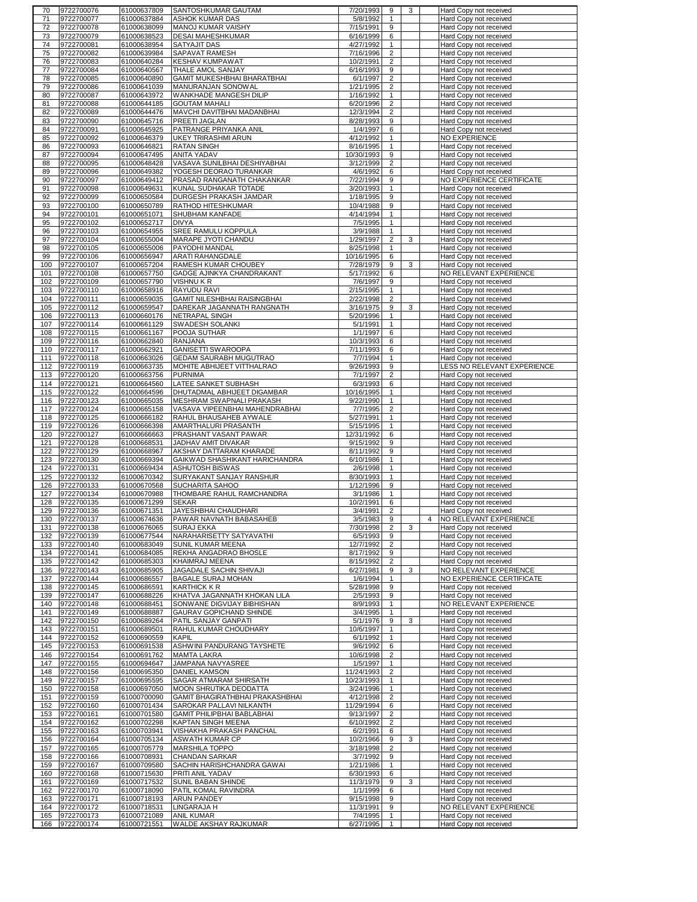| | | | | | | | | |
|---|---|---|---|---|---|---|---|---|
| 70 | 9722700076 | 61000637809 | SANTOSHKUMAR GAUTAM | 7/20/1993 | 9 | 3 | | Hard Copy not received |
| 71 | 9722700077 | 61000637884 | ASHOK KUMAR DAS | 5/8/1992 | 1 | | | Hard Copy not received |
| 72 | 9722700078 | 61000638099 | MANOJ KUMAR VAISHY | 7/15/1991 | 9 | | | Hard Copy not received |
| 73 | 9722700079 | 61000638523 | DESAI MAHESHKUMAR | 6/16/1999 | 6 | | | Hard Copy not received |
| 74 | 9722700081 | 61000638954 | SATYAJIT DAS | 4/27/1992 | 1 | | | Hard Copy not received |
| 75 | 9722700082 | 61000639984 | SAPAVAT RAMESH | 7/16/1996 | 2 | | | Hard Copy not received |
| 76 | 9722700083 | 61000640284 | KESHAV KUMPAWAT | 10/2/1991 | 2 | | | Hard Copy not received |
| 77 | 9722700084 | 61000640567 | THALE AMOL SANJAY | 6/16/1993 | 9 | | | Hard Copy not received |
| 78 | 9722700085 | 61000640890 | GAMIT MUKESHBHAI BHARATBHAI | 6/1/1997 | 2 | | | Hard Copy not received |
| 79 | 9722700086 | 61000641039 | MANURANJAN SONOWAL | 1/21/1995 | 2 | | | Hard Copy not received |
| 80 | 9722700087 | 61000643972 | WANKHADE MANGESH DILIP | 1/16/1992 | 1 | | | Hard Copy not received |
| 81 | 9722700088 | 61000644185 | GOUTAM MAHALI | 6/20/1996 | 2 | | | Hard Copy not received |
| 82 | 9722700089 | 61000644476 | MAVCHI DAVITBHAI MADANBHAI | 12/3/1994 | 2 | | | Hard Copy not received |
| 83 | 9722700090 | 61000645716 | PREETI JAGLAN | 8/28/1993 | 9 | | | Hard Copy not received |
| 84 | 9722700091 | 61000645925 | PATRANGE PRIYANKA ANIL | 1/4/1997 | 6 | | | Hard Copy not received |
| 85 | 9722700092 | 61000646379 | UKEY TRIRASHMI ARUN | 4/12/1992 | 1 | | | NO EXPERIENCE |
| 86 | 9722700093 | 61000646821 | RATAN SINGH | 8/16/1995 | 1 | | | Hard Copy not received |
| 87 | 9722700094 | 61000647495 | ANITA YADAV | 10/30/1993 | 9 | | | Hard Copy not received |
| 88 | 9722700095 | 61000648428 | VASAVA SUNILBHAI DESHIYABHAI | 3/12/1999 | 2 | | | Hard Copy not received |
| 89 | 9722700096 | 61000649382 | YOGESH DEORAO TURANKAR | 4/6/1992 | 6 | | | Hard Copy not received |
| 90 | 9722700097 | 61000649412 | PRASAD RANGANATH CHAKANKAR | 7/22/1994 | 9 | | | NO EXPERIENCE CERTIFICATE |
| 91 | 9722700098 | 61000649631 | KUNAL SUDHAKAR TOTADE | 3/20/1993 | 1 | | | Hard Copy not received |
| 92 | 9722700099 | 61000650584 | DURGESH PRAKASH JAMDAR | 1/18/1995 | 9 | | | Hard Copy not received |
| 93 | 9722700100 | 61000650789 | RATHOD HITESHKUMAR | 10/4/1988 | 9 | | | Hard Copy not received |
| 94 | 9722700101 | 61000651071 | SHUBHAM KANFADE | 4/14/1994 | 1 | | | Hard Copy not received |
| 95 | 9722700102 | 61000652717 | DIVYA | 7/5/1995 | 1 | | | Hard Copy not received |
| 96 | 9722700103 | 61000654955 | SREE RAMULU KOPPULA | 3/9/1988 | 1 | | | Hard Copy not received |
| 97 | 9722700104 | 61000655004 | MARAPE JYOTI CHANDU | 1/29/1997 | 2 | 3 | | Hard Copy not received |
| 98 | 9722700105 | 61000655006 | PAYODHI MANDAL | 8/25/1998 | 1 | | | Hard Copy not received |
| 99 | 9722700106 | 61000656947 | ARATI RAHANGDALE | 10/16/1995 | 6 | | | Hard Copy not received |
| 100 | 9722700107 | 61000657204 | RAMESH KUMAR CHOUBEY | 7/28/1979 | 9 | 3 | | Hard Copy not received |
| 101 | 9722700108 | 61000657750 | GADGE AJINKYA CHANDRAKANT | 5/17/1992 | 6 | | | NO RELEVANT EXPERIENCE |
| 102 | 9722700109 | 61000657790 | VISHNU K R | 7/6/1997 | 9 | | | Hard Copy not received |
| 103 | 9722700110 | 61000658916 | RAYUDU RAVI | 2/15/1995 | 1 | | | Hard Copy not received |
| 104 | 9722700111 | 61000659035 | GAMIT NILESHBHAI RAISINGBHAI | 2/22/1998 | 2 | | | Hard Copy not received |
| 105 | 9722700112 | 61000659547 | DAREKAR JAGANNATH RANGNATH | 3/16/1975 | 9 | 3 | | Hard Copy not received |
| 106 | 9722700113 | 61000660176 | NETRAPAL SINGH | 5/20/1996 | 1 | | | Hard Copy not received |
| 107 | 9722700114 | 61000661129 | SWADESH SOLANKI | 5/1/1991 | 1 | | | Hard Copy not received |
| 108 | 9722700115 | 61000661167 | POOJA SUTHAR | 1/1/1997 | 6 | | | Hard Copy not received |
| 109 | 9722700116 | 61000662840 | RANJANA | 10/3/1993 | 6 | | | Hard Copy not received |
| 110 | 9722700117 | 61000662921 | GANISETTI SWAROOPA | 7/11/1993 | 6 | | | Hard Copy not received |
| 111 | 9722700118 | 61000663026 | GEDAM SAURABH MUGUTRAO | 7/7/1994 | 1 | | | Hard Copy not received |
| 112 | 9722700119 | 61000663735 | MOHITE ABHIJEET VITTHALRAO | 9/26/1993 | 9 | | | LESS NO RELEVANT EXPERIENCE |
| 113 | 9722700120 | 61000663756 | PURNIMA | 7/1/1997 | 2 | | | Hard Copy not received |
| 114 | 9722700121 | 61000664560 | LATEE SANKET SUBHASH | 6/3/1993 | 6 | | | Hard Copy not received |
| 115 | 9722700122 | 61000664596 | DHUTADMAL ABHIJEET DIGAMBAR | 10/16/1995 | 1 | | | Hard Copy not received |
| 116 | 9722700123 | 61000665035 | MESHRAM SWAPNALI PRAKASH | 9/22/1990 | 1 | | | Hard Copy not received |
| 117 | 9722700124 | 61000665158 | VASAVA VIPEENBHAI MAHENDRABHAI | 7/7/1995 | 2 | | | Hard Copy not received |
| 118 | 9722700125 | 61000666182 | RAHUL BHAUSAHEB AYWALE | 5/27/1991 | 1 | | | Hard Copy not received |
| 119 | 9722700126 | 61000666398 | AMARTHALURI PRASANTH | 5/15/1995 | 1 | | | Hard Copy not received |
| 120 | 9722700127 | 61000666663 | PRASHANT VASANT PAWAR | 12/31/1992 | 6 | | | Hard Copy not received |
| 121 | 9722700128 | 61000668531 | JADHAV AMIT DIVAKAR | 9/15/1992 | 9 | | | Hard Copy not received |
| 122 | 9722700129 | 61000668967 | AKSHAY DATTARAM KHARADE | 8/11/1992 | 9 | | | Hard Copy not received |
| 123 | 9722700130 | 61000669394 | GAIKWAD SHASHIKANT HARICHANDRA | 6/10/1986 | 1 | | | Hard Copy not received |
| 124 | 9722700131 | 61000669434 | ASHUTOSH BISWAS | 2/6/1998 | 1 | | | Hard Copy not received |
| 125 | 9722700132 | 61000670342 | SURYAKANT SANJAY RANSHUR | 8/30/1993 | 1 | | | Hard Copy not received |
| 126 | 9722700133 | 61000670568 | SUCHARITA SAHOO | 1/12/1996 | 9 | | | Hard Copy not received |
| 127 | 9722700134 | 61000670988 | THOMBARE RAHUL RAMCHANDRA | 3/1/1986 | 1 | | | Hard Copy not received |
| 128 | 9722700135 | 61000671299 | SEKAR | 10/2/1991 | 6 | | | Hard Copy not received |
| 129 | 9722700136 | 61000671351 | JAYESHBHAI CHAUDHARI | 3/4/1991 | 2 | | | Hard Copy not received |
| 130 | 9722700137 | 61000674636 | PAWAR NAVNATH BABASAHEB | 3/5/1983 | 9 | | 4 | NO RELEVANT EXPERIENCE |
| 131 | 9722700138 | 61000676065 | SURAJ EKKA | 7/30/1998 | 2 | 3 | | Hard Copy not received |
| 132 | 9722700139 | 61000677544 | NARAHARISETTY SATYAVATHI | 6/5/1993 | 9 | | | Hard Copy not received |
| 133 | 9722700140 | 61000683049 | SUNIL KUMAR MEENA | 12/7/1992 | 2 | | | Hard Copy not received |
| 134 | 9722700141 | 61000684085 | REKHA ANGADRAO BHOSLE | 8/17/1992 | 9 | | | Hard Copy not received |
| 135 | 9722700142 | 61000685303 | KHAIMRAJ MEENA | 8/15/1992 | 2 | | | Hard Copy not received |
| 136 | 9722700143 | 61000685905 | JAGADALE SACHIN SHIVAJI | 6/27/1981 | 9 | 3 | | NO RELEVANT EXPERIENCE |
| 137 | 9722700144 | 61000686557 | BAGALE SURAJ MOHAN | 1/6/1994 | 1 | | | NO EXPERIENCE CERTIFICATE |
| 138 | 9722700145 | 61000686591 | KARTHICK K R | 5/28/1998 | 9 | | | Hard Copy not received |
| 139 | 9722700147 | 61000688226 | KHATVA JAGANNATH KHOKAN LILA | 2/5/1993 | 9 | | | Hard Copy not received |
| 140 | 9722700148 | 61000688451 | SONWANE DIGVIJAY BIBHISHAN | 8/9/1993 | 1 | | | NO RELEVANT EXPERIENCE |
| 141 | 9722700149 | 61000688887 | GAURAV GOPICHAND SHINDE | 3/4/1995 | 1 | | | Hard Copy not received |
| 142 | 9722700150 | 61000689264 | PATIL SANJAY GANPATI | 5/1/1976 | 9 | 3 | | Hard Copy not received |
| 143 | 9722700151 | 61000689501 | RAHUL KUMAR CHOUDHARY | 10/6/1997 | 1 | | | Hard Copy not received |
| 144 | 9722700152 | 61000690559 | KAPIL | 6/1/1992 | 1 | | | Hard Copy not received |
| 145 | 9722700153 | 61000691538 | ASHWINI PANDURANG TAYSHETE | 9/6/1992 | 6 | | | Hard Copy not received |
| 146 | 9722700154 | 61000691762 | MAMTA LAKRA | 10/6/1998 | 2 | | | Hard Copy not received |
| 147 | 9722700155 | 61000694647 | JAMPANA NAVYASREE | 1/5/1997 | 1 | | | Hard Copy not received |
| 148 | 9722700156 | 61000695350 | DANIEL KAMSON | 11/24/1993 | 2 | | | Hard Copy not received |
| 149 | 9722700157 | 61000695595 | SAGAR ATMARAM SHIRSATH | 10/23/1993 | 1 | | | Hard Copy not received |
| 150 | 9722700158 | 61000697050 | MOON SHRUTIKA DEODATTA | 3/24/1996 | 1 | | | Hard Copy not received |
| 151 | 9722700159 | 61000700090 | GAMIT BHAGIRATHBHAI PRAKASHBHAI | 4/12/1998 | 2 | | | Hard Copy not received |
| 152 | 9722700160 | 61000701434 | SAROKAR PALLAVI NILKANTH | 11/29/1994 | 6 | | | Hard Copy not received |
| 153 | 9722700161 | 61000701580 | GAMIT PHILIPBHAI BABLABHAI | 9/13/1997 | 2 | | | Hard Copy not received |
| 154 | 9722700162 | 61000702298 | KAPTAN SINGH MEENA | 6/10/1992 | 2 | | | Hard Copy not received |
| 155 | 9722700163 | 61000703941 | VISHAKHA PRAKASH PANCHAL | 6/2/1991 | 6 | | | Hard Copy not received |
| 156 | 9722700164 | 61000705134 | ASWATH KUMAR CP | 10/2/1966 | 9 | 3 | | Hard Copy not received |
| 157 | 9722700165 | 61000705779 | MARSHILA TOPPO | 3/18/1998 | 2 | | | Hard Copy not received |
| 158 | 9722700166 | 61000708931 | CHANDAN SARKAR | 3/7/1992 | 9 | | | Hard Copy not received |
| 159 | 9722700167 | 61000709580 | SACHIN HARISHCHANDRA GAWAI | 1/21/1986 | 1 | | | Hard Copy not received |
| 160 | 9722700168 | 61000715630 | PRITI ANIL YADAV | 6/30/1993 | 6 | | | Hard Copy not received |
| 161 | 9722700169 | 61000717532 | SUNIL BABAN SHINDE | 11/3/1979 | 9 | 3 | | Hard Copy not received |
| 162 | 9722700170 | 61000718090 | PATIL KOMAL RAVINDRA | 1/1/1999 | 6 | | | Hard Copy not received |
| 163 | 9722700171 | 61000718193 | ARUN PANDEY | 9/15/1998 | 9 | | | Hard Copy not received |
| 164 | 9722700172 | 61000718531 | LINGARAJA H | 11/3/1991 | 9 | | | NO RELEVANT EXPERIENCE |
| 165 | 9722700173 | 61000721089 | ANIL KUMAR | 7/4/1995 | 1 | | | Hard Copy not received |
| 166 | 9722700174 | 61000721551 | WALDE AKSHAY RAJKUMAR | 6/27/1995 | 1 | | | Hard Copy not received |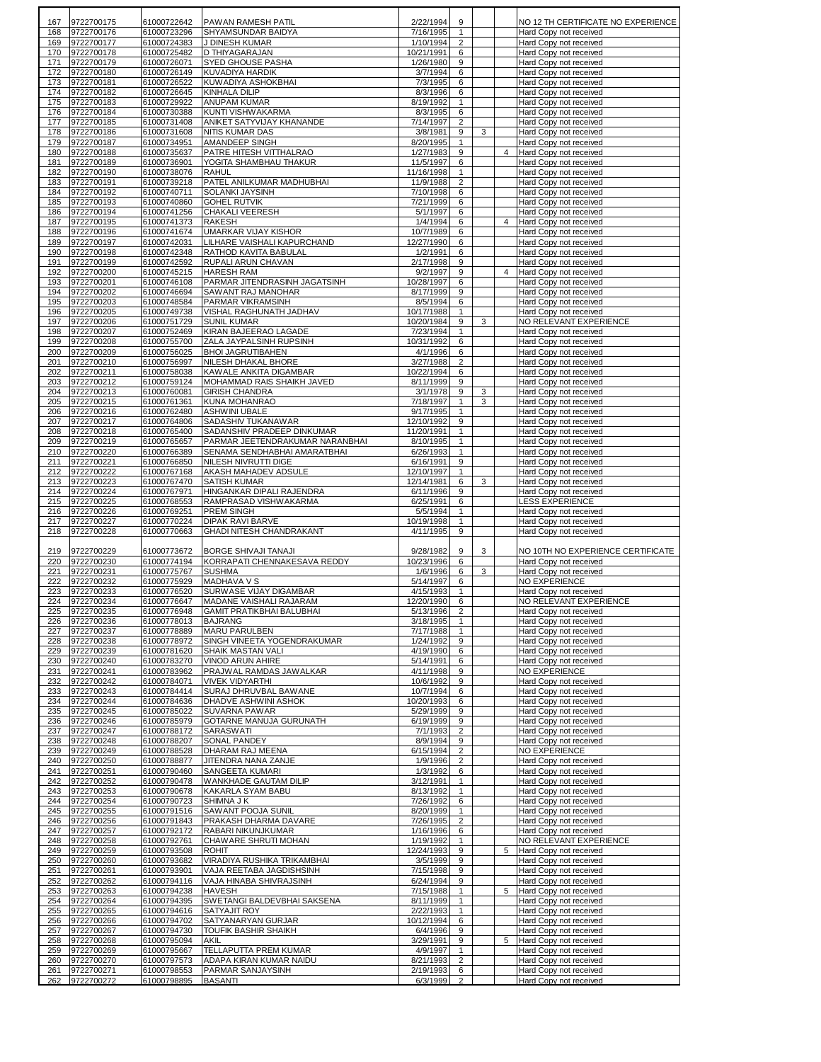| 167 | 9722700175 | 61000722642 | PAWAN RAMESH PATIL | 2/22/1994 | 9 | | | NO 12 TH CERTIFICATE NO EXPERIENCE |
|---|---|---|---|---|---|---|---|---|
| 168 | 9722700176 | 61000723296 | SHYAMSUNDAR BAIDYA | 7/16/1995 | 1 | | | Hard Copy not received |
| 169 | 9722700177 | 61000724383 | J DINESH KUMAR | 1/10/1994 | 2 | | | Hard Copy not received |
| 170 | 9722700178 | 61000725482 | D THIYAGARAJAN | 10/21/1991 | 6 | | | Hard Copy not received |
| 171 | 9722700179 | 61000726071 | SYED GHOUSE PASHA | 1/26/1980 | 9 | | | Hard Copy not received |
| 172 | 9722700180 | 61000726149 | KUVADIYA HARDIK | 3/7/1994 | 6 | | | Hard Copy not received |
| 173 | 9722700181 | 61000726522 | KUWADIYA ASHOKBHAI | 7/3/1995 | 6 | | | Hard Copy not received |
| 174 | 9722700182 | 61000726645 | KINHALA DILIP | 8/3/1996 | 6 | | | Hard Copy not received |
| 175 | 9722700183 | 61000729922 | ANUPAM KUMAR | 8/19/1992 | 1 | | | Hard Copy not received |
| 176 | 9722700184 | 61000730388 | KUNTI VISHWAKARMA | 8/3/1995 | 6 | | | Hard Copy not received |
| 177 | 9722700185 | 61000731408 | ANIKET SATYVIJAY KHANANDE | 7/14/1997 | 2 | | | Hard Copy not received |
| 178 | 9722700186 | 61000731608 | NITIS KUMAR DAS | 3/8/1981 | 9 | 3 | | Hard Copy not received |
| 179 | 9722700187 | 61000734951 | AMANDEEP SINGH | 8/20/1995 | 1 | | | Hard Copy not received |
| 180 | 9722700188 | 61000735637 | PATRE HITESH VITTHALRAO | 1/27/1983 | 9 | | 4 | Hard Copy not received |
| 181 | 9722700189 | 61000736901 | YOGITA SHAMBHAU THAKUR | 11/5/1997 | 6 | | | Hard Copy not received |
| 182 | 9722700190 | 61000738076 | RAHUL | 11/16/1998 | 1 | | | Hard Copy not received |
| 183 | 9722700191 | 61000739218 | PATEL ANILKUMAR MADHUBHAI | 11/9/1988 | 2 | | | Hard Copy not received |
| 184 | 9722700192 | 61000740711 | SOLANKI JAYSINH | 7/10/1998 | 6 | | | Hard Copy not received |
| 185 | 9722700193 | 61000740860 | GOHEL RUTVIK | 7/21/1999 | 6 | | | Hard Copy not received |
| 186 | 9722700194 | 61000741256 | CHAKALI VEERESH | 5/1/1997 | 6 | | | Hard Copy not received |
| 187 | 9722700195 | 61000741373 | RAKESH | 1/4/1994 | 6 | | 4 | Hard Copy not received |
| 188 | 9722700196 | 61000741674 | UMARKAR VIJAY KISHOR | 10/7/1989 | 6 | | | Hard Copy not received |
| 189 | 9722700197 | 61000742031 | LILHARE VAISHALI KAPURCHAND | 12/27/1990 | 6 | | | Hard Copy not received |
| 190 | 9722700198 | 61000742348 | RATHOD KAVITA BABULAL | 1/2/1991 | 6 | | | Hard Copy not received |
| 191 | 9722700199 | 61000742592 | RUPALI ARUN CHAVAN | 2/17/1998 | 9 | | | Hard Copy not received |
| 192 | 9722700200 | 61000745215 | HARESH RAM | 9/2/1997 | 9 | | 4 | Hard Copy not received |
| 193 | 9722700201 | 61000746108 | PARMAR JITENDRASINH JAGATSINH | 10/28/1997 | 6 | | | Hard Copy not received |
| 194 | 9722700202 | 61000746694 | SAWANT RAJ MANOHAR | 8/17/1999 | 9 | | | Hard Copy not received |
| 195 | 9722700203 | 61000748584 | PARMAR VIKRAMSINH | 8/5/1994 | 6 | | | Hard Copy not received |
| 196 | 9722700205 | 61000749738 | VISHAL RAGHUNATH JADHAV | 10/17/1988 | 1 | | | Hard Copy not received |
| 197 | 9722700206 | 61000751729 | SUNIL KUMAR | 10/20/1984 | 9 | 3 | | NO RELEVANT EXPERIENCE |
| 198 | 9722700207 | 61000752469 | KIRAN BAJEERAO LAGADE | 7/23/1994 | 1 | | | Hard Copy not received |
| 199 | 9722700208 | 61000755700 | ZALA JAYPALSINH RUPSINH | 10/31/1992 | 6 | | | Hard Copy not received |
| 200 | 9722700209 | 61000756025 | BHOI JAGRUTIBAHEN | 4/1/1996 | 6 | | | Hard Copy not received |
| 201 | 9722700210 | 61000756997 | NILESH DHAKAL BHORE | 3/27/1988 | 2 | | | Hard Copy not received |
| 202 | 9722700211 | 61000758038 | KAWALE ANKITA DIGAMBAR | 10/22/1994 | 6 | | | Hard Copy not received |
| 203 | 9722700212 | 61000759124 | MOHAMMAD RAIS SHAIKH JAVED | 8/11/1999 | 9 | | | Hard Copy not received |
| 204 | 9722700213 | 61000760081 | GIRISH CHANDRA | 3/1/1978 | 9 | 3 | | Hard Copy not received |
| 205 | 9722700215 | 61000761361 | KUNA MOHANRAO | 7/18/1997 | 1 | 3 | | Hard Copy not received |
| 206 | 9722700216 | 61000762480 | ASHWINI UBALE | 9/17/1995 | 1 | | | Hard Copy not received |
| 207 | 9722700217 | 61000764806 | SADASHIV TUKANAWAR | 12/10/1992 | 9 | | | Hard Copy not received |
| 208 | 9722700218 | 61000765400 | SADANSHIV PRADEEP DINKUMAR | 11/20/1991 | 1 | | | Hard Copy not received |
| 209 | 9722700219 | 61000765657 | PARMAR JEETENDRAKUMAR NARANBHAI | 8/10/1995 | 1 | | | Hard Copy not received |
| 210 | 9722700220 | 61000766389 | SENAMA SENDHABHAI AMARATBHAI | 6/26/1993 | 1 | | | Hard Copy not received |
| 211 | 9722700221 | 61000766850 | NILESH NIVRUTTI DIGE | 6/16/1991 | 9 | | | Hard Copy not received |
| 212 | 9722700222 | 61000767168 | AKASH MAHADEV ADSULE | 12/10/1997 | 1 | | | Hard Copy not received |
| 213 | 9722700223 | 61000767470 | SATISH KUMAR | 12/14/1981 | 6 | 3 | | Hard Copy not received |
| 214 | 9722700224 | 61000767971 | HINGANKAR DIPALI RAJENDRA | 6/11/1996 | 9 | | | Hard Copy not received |
| 215 | 9722700225 | 61000768553 | RAMPRASAD VISHWAKARMA | 6/25/1991 | 6 | | | LESS EXPERIENCE |
| 216 | 9722700226 | 61000769251 | PREM SINGH | 5/5/1994 | 1 | | | Hard Copy not received |
| 217 | 9722700227 | 61000770224 | DIPAK RAVI BARVE | 10/19/1998 | 1 | | | Hard Copy not received |
| 218 | 9722700228 | 61000770663 | GHADI NITESH CHANDRAKANT | 4/11/1995 | 9 | | | Hard Copy not received |
| 219 | 9722700229 | 61000773672 | BORGE SHIVAJI TANAJI | 9/28/1982 | 9 | 3 | | NO 10TH NO EXPERIENCE CERTIFICATE |
| 220 | 9722700230 | 61000774194 | KORRAPATI CHENNAKESAVA REDDY | 10/23/1996 | 6 | | | Hard Copy not received |
| 221 | 9722700231 | 61000775767 | SUSHMA | 1/6/1996 | 6 | 3 | | Hard Copy not received |
| 222 | 9722700232 | 61000775929 | MADHAVA V S | 5/14/1997 | 6 | | | NO EXPERIENCE |
| 223 | 9722700233 | 61000776520 | SURWASE VIJAY DIGAMBAR | 4/15/1993 | 1 | | | Hard Copy not received |
| 224 | 9722700234 | 61000776647 | MADANE VAISHALI RAJARAM | 12/20/1990 | 6 | | | NO RELEVANT EXPERIENCE |
| 225 | 9722700235 | 61000776948 | GAMIT PRATIKBHAI BALUBHAI | 5/13/1996 | 2 | | | Hard Copy not received |
| 226 | 9722700236 | 61000778013 | BAJRANG | 3/18/1995 | 1 | | | Hard Copy not received |
| 227 | 9722700237 | 61000778889 | MARU PARULBEN | 7/17/1988 | 1 | | | Hard Copy not received |
| 228 | 9722700238 | 61000778972 | SINGH VINEETA YOGENDRAKUMAR | 1/24/1992 | 9 | | | Hard Copy not received |
| 229 | 9722700239 | 61000781620 | SHAIK MASTAN VALI | 4/19/1990 | 6 | | | Hard Copy not received |
| 230 | 9722700240 | 61000783270 | VINOD ARUN AHIRE | 5/14/1991 | 6 | | | Hard Copy not received |
| 231 | 9722700241 | 61000783962 | PRAJWAL RAMDAS JAWALKAR | 4/11/1998 | 9 | | | NO EXPERIENCE |
| 232 | 9722700242 | 61000784071 | VIVEK VIDYARTHI | 10/6/1992 | 9 | | | Hard Copy not received |
| 233 | 9722700243 | 61000784414 | SURAJ DHRUVBAL BAWANE | 10/7/1994 | 6 | | | Hard Copy not received |
| 234 | 9722700244 | 61000784636 | DHADVE ASHWINI ASHOK | 10/20/1993 | 6 | | | Hard Copy not received |
| 235 | 9722700245 | 61000785022 | SUVARNA PAWAR | 5/29/1999 | 9 | | | Hard Copy not received |
| 236 | 9722700246 | 61000785979 | GOTARNE MANUJA GURUNATH | 6/19/1999 | 9 | | | Hard Copy not received |
| 237 | 9722700247 | 61000788172 | SARASWATI | 7/1/1993 | 2 | | | Hard Copy not received |
| 238 | 9722700248 | 61000788207 | SONAL PANDEY | 8/9/1994 | 9 | | | Hard Copy not received |
| 239 | 9722700249 | 61000788528 | DHARAM RAJ MEENA | 6/15/1994 | 2 | | | NO EXPERIENCE |
| 240 | 9722700250 | 61000788877 | JITENDRA NANA ZANJE | 1/9/1996 | 2 | | | Hard Copy not received |
| 241 | 9722700251 | 61000790460 | SANGEETA KUMARI | 1/3/1992 | 6 | | | Hard Copy not received |
| 242 | 9722700252 | 61000790478 | WANKHADE GAUTAM DILIP | 3/12/1991 | 1 | | | Hard Copy not received |
| 243 | 9722700253 | 61000790678 | KAKARLA SYAM BABU | 8/13/1992 | 1 | | | Hard Copy not received |
| 244 | 9722700254 | 61000790723 | SHIMNA J K | 7/26/1992 | 6 | | | Hard Copy not received |
| 245 | 9722700255 | 61000791516 | SAWANT POOJA SUNIL | 8/20/1999 | 1 | | | Hard Copy not received |
| 246 | 9722700256 | 61000791843 | PRAKASH DHARMA DAVARE | 7/26/1995 | 2 | | | Hard Copy not received |
| 247 | 9722700257 | 61000792172 | RABARI NIKUNJKUMAR | 1/16/1996 | 6 | | | Hard Copy not received |
| 248 | 9722700258 | 61000792761 | CHAWARE SHRUTI MOHAN | 1/19/1992 | 1 | | | NO RELEVANT EXPERIENCE |
| 249 | 9722700259 | 61000793508 | ROHIT | 12/24/1993 | 9 | | 5 | Hard Copy not received |
| 250 | 9722700260 | 61000793682 | VIRADIYA RUSHIKA TRIKAMBHAI | 3/5/1999 | 9 | | | Hard Copy not received |
| 251 | 9722700261 | 61000793901 | VAJA REETABA JAGDISHSINH | 7/15/1998 | 9 | | | Hard Copy not received |
| 252 | 9722700262 | 61000794116 | VAJA HINABA SHIVRAJSINH | 6/24/1994 | 9 | | | Hard Copy not received |
| 253 | 9722700263 | 61000794238 | HAVESH | 7/15/1988 | 1 | | 5 | Hard Copy not received |
| 254 | 9722700264 | 61000794395 | SWETANGI BALDEVBHAI SAKSENA | 8/11/1999 | 1 | | | Hard Copy not received |
| 255 | 9722700265 | 61000794616 | SATYAJIT ROY | 2/22/1993 | 1 | | | Hard Copy not received |
| 256 | 9722700266 | 61000794702 | SATYANARYAN GURJAR | 10/12/1994 | 6 | | | Hard Copy not received |
| 257 | 9722700267 | 61000794730 | TOUFIK BASHIR SHAIKH | 6/4/1996 | 9 | | | Hard Copy not received |
| 258 | 9722700268 | 61000795094 | AKIL | 3/29/1991 | 9 | | 5 | Hard Copy not received |
| 259 | 9722700269 | 61000795667 | TELLAPUTTA PREM KUMAR | 4/9/1997 | 1 | | | Hard Copy not received |
| 260 | 9722700270 | 61000797573 | ADAPA KIRAN KUMAR NAIDU | 8/21/1993 | 2 | | | Hard Copy not received |
| 261 | 9722700271 | 61000798553 | PARMAR SANJAYSINH | 2/19/1993 | 6 | | | Hard Copy not received |
| 262 | 9722700272 | 61000798895 | BASANTI | 6/3/1999 | 2 | | | Hard Copy not received |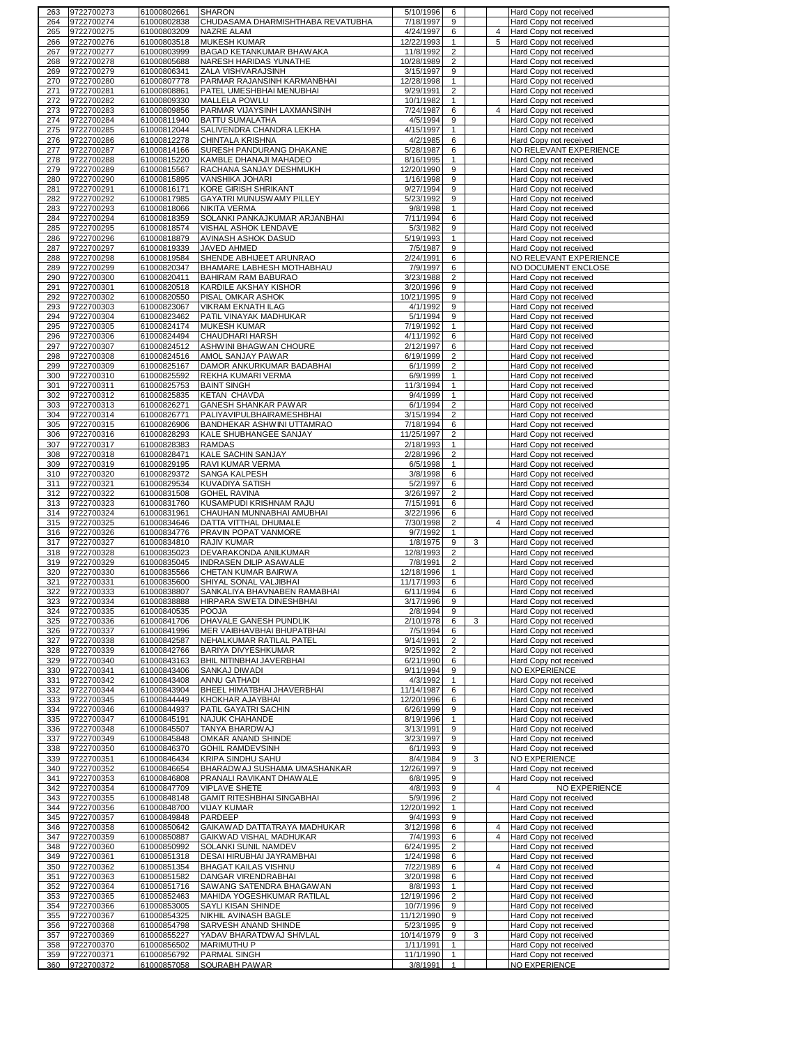| 263 | 9722700273 | 61000802661 | SHARON | 5/10/1996 | 6 | | | Hard Copy not received |
|---|---|---|---|---|---|---|---|---|
| 264 | 9722700274 | 61000802838 | CHUDASAMA DHARMISHTHABA REVATUBHA | 7/18/1997 | 9 | | | Hard Copy not received |
| 265 | 9722700275 | 61000803209 | NAZRE ALAM | 4/24/1997 | 6 | | 4 | Hard Copy not received |
| 266 | 9722700276 | 61000803518 | MUKESH KUMAR | 12/22/1993 | 1 | | 5 | Hard Copy not received |
| 267 | 9722700277 | 61000803999 | BAGAD KETANKUMAR BHAWAKA | 11/8/1992 | 2 | | | Hard Copy not received |
| 268 | 9722700278 | 61000805688 | NARESH HARIDAS YUNATHE | 10/28/1989 | 2 | | | Hard Copy not received |
| 269 | 9722700279 | 61000806341 | ZALA VISHVARAJSINH | 3/15/1997 | 9 | | | Hard Copy not received |
| 270 | 9722700280 | 61000807778 | PARMAR RAJANSINH KARMANBHAI | 12/28/1998 | 1 | | | Hard Copy not received |
| 271 | 9722700281 | 61000808861 | PATEL UMESHBHAI MENUBHAI | 9/29/1991 | 2 | | | Hard Copy not received |
| 272 | 9722700282 | 61000809330 | MALLELA POWLU | 10/1/1982 | 1 | | | Hard Copy not received |
| 273 | 9722700283 | 61000809856 | PARMAR VIJAYSINH LAXMANSINH | 7/24/1987 | 6 | | 4 | Hard Copy not received |
| 274 | 9722700284 | 61000811940 | BATTU SUMALATHA | 4/5/1994 | 9 | | | Hard Copy not received |
| 275 | 9722700285 | 61000812044 | SALIVENDRA CHANDRA LEKHA | 4/15/1997 | 1 | | | Hard Copy not received |
| 276 | 9722700286 | 61000812278 | CHINTALA KRISHNA | 4/2/1985 | 6 | | | Hard Copy not received |
| 277 | 9722700287 | 61000814166 | SURESH PANDURANG DHAKANE | 5/28/1987 | 6 | | | NO RELEVANT EXPERIENCE |
| 278 | 9722700288 | 61000815220 | KAMBLE DHANAJI MAHADEO | 8/16/1995 | 1 | | | Hard Copy not received |
| 279 | 9722700289 | 61000815567 | RACHANA SANJAY DESHMUKH | 12/20/1990 | 9 | | | Hard Copy not received |
| 280 | 9722700290 | 61000815895 | VANSHIKA JOHARI | 1/16/1998 | 9 | | | Hard Copy not received |
| 281 | 9722700291 | 61000816171 | KORE GIRISH SHRIKANT | 9/27/1994 | 9 | | | Hard Copy not received |
| 282 | 9722700292 | 61000817985 | GAYATRI MUNUSWAMY PILLEY | 5/23/1992 | 9 | | | Hard Copy not received |
| 283 | 9722700293 | 61000818066 | NIKITA VERMA | 9/8/1998 | 1 | | | Hard Copy not received |
| 284 | 9722700294 | 61000818359 | SOLANKI PANKAJKUMAR ARJANBHAI | 7/11/1994 | 6 | | | Hard Copy not received |
| 285 | 9722700295 | 61000818574 | VISHAL ASHOK LENDAVE | 5/3/1982 | 9 | | | Hard Copy not received |
| 286 | 9722700296 | 61000818879 | AVINASH ASHOK DASUD | 5/19/1993 | 1 | | | Hard Copy not received |
| 287 | 9722700297 | 61000819339 | JAVED AHMED | 7/5/1987 | 9 | | | Hard Copy not received |
| 288 | 9722700298 | 61000819584 | SHENDE ABHIJEET ARUNRAO | 2/24/1991 | 6 | | | NO RELEVANT EXPERIENCE |
| 289 | 9722700299 | 61000820347 | BHAMARE LABHESH MOTHABHAU | 7/9/1997 | 6 | | | NO DOCUMENT ENCLOSE |
| 290 | 9722700300 | 61000820411 | BAHIRAM RAM BABURAO | 3/23/1988 | 2 | | | Hard Copy not received |
| 291 | 9722700301 | 61000820518 | KARDILE AKSHAY KISHOR | 3/20/1996 | 9 | | | Hard Copy not received |
| 292 | 9722700302 | 61000820550 | PISAL OMKAR ASHOK | 10/21/1995 | 9 | | | Hard Copy not received |
| 293 | 9722700303 | 61000823067 | VIKRAM EKNATH ILAG | 4/1/1992 | 9 | | | Hard Copy not received |
| 294 | 9722700304 | 61000823462 | PATIL VINAYAK MADHUKAR | 5/1/1994 | 9 | | | Hard Copy not received |
| 295 | 9722700305 | 61000824174 | MUKESH KUMAR | 7/19/1992 | 1 | | | Hard Copy not received |
| 296 | 9722700306 | 61000824494 | CHAUDHARI HARSH | 4/11/1992 | 6 | | | Hard Copy not received |
| 297 | 9722700307 | 61000824512 | ASHWINI BHAGWAN CHOURE | 2/12/1997 | 6 | | | Hard Copy not received |
| 298 | 9722700308 | 61000824516 | AMOL SANJAY PAWAR | 6/19/1999 | 2 | | | Hard Copy not received |
| 299 | 9722700309 | 61000825167 | DAMOR ANKURKUMAR BADABHAI | 6/1/1999 | 2 | | | Hard Copy not received |
| 300 | 9722700310 | 61000825592 | REKHA KUMARI VERMA | 6/9/1999 | 1 | | | Hard Copy not received |
| 301 | 9722700311 | 61000825753 | BAINT SINGH | 11/3/1994 | 1 | | | Hard Copy not received |
| 302 | 9722700312 | 61000825835 | KETAN CHAVDA | 9/4/1999 | 1 | | | Hard Copy not received |
| 303 | 9722700313 | 61000826271 | GANESH SHANKAR PAWAR | 6/1/1994 | 2 | | | Hard Copy not received |
| 304 | 9722700314 | 61000826771 | PALIYAVIPULBHAIRAMESHBHAI | 3/15/1994 | 2 | | | Hard Copy not received |
| 305 | 9722700315 | 61000826906 | BANDHEKAR ASHWINI UTTAMRAO | 7/18/1994 | 6 | | | Hard Copy not received |
| 306 | 9722700316 | 61000828293 | KALE SHUBHANGEE SANJAY | 11/25/1997 | 2 | | | Hard Copy not received |
| 307 | 9722700317 | 61000828383 | RAMDAS | 2/18/1993 | 1 | | | Hard Copy not received |
| 308 | 9722700318 | 61000828471 | KALE SACHIN SANJAY | 2/28/1996 | 2 | | | Hard Copy not received |
| 309 | 9722700319 | 61000829195 | RAVI KUMAR VERMA | 6/5/1998 | 1 | | | Hard Copy not received |
| 310 | 9722700320 | 61000829372 | SANGA KALPESH | 3/8/1998 | 6 | | | Hard Copy not received |
| 311 | 9722700321 | 61000829534 | KUVADIYA SATISH | 5/2/1997 | 6 | | | Hard Copy not received |
| 312 | 9722700322 | 61000831508 | GOHEL RAVINA | 3/26/1997 | 2 | | | Hard Copy not received |
| 313 | 9722700323 | 61000831760 | KUSAMPUDI KRISHNAM RAJU | 7/15/1991 | 6 | | | Hard Copy not received |
| 314 | 9722700324 | 61000831961 | CHAUHAN MUNNABHAI AMUBHAI | 3/22/1996 | 6 | | | Hard Copy not received |
| 315 | 9722700325 | 61000834646 | DATTA VITTHAL DHUMALE | 7/30/1998 | 2 | | 4 | Hard Copy not received |
| 316 | 9722700326 | 61000834776 | PRAVIN POPAT VANMORE | 9/7/1992 | 1 | | | Hard Copy not received |
| 317 | 9722700327 | 61000834810 | RAJIV KUMAR | 1/8/1975 | 9 | 3 | | Hard Copy not received |
| 318 | 9722700328 | 61000835023 | DEVARAKONDA ANILKUMAR | 12/8/1993 | 2 | | | Hard Copy not received |
| 319 | 9722700329 | 61000835045 | INDRASEN DILIP ASAWALE | 7/8/1991 | 2 | | | Hard Copy not received |
| 320 | 9722700330 | 61000835566 | CHETAN KUMAR BAIRWA | 12/18/1996 | 1 | | | Hard Copy not received |
| 321 | 9722700331 | 61000835600 | SHIYAL SONAL VALJIBHAI | 11/17/1993 | 6 | | | Hard Copy not received |
| 322 | 9722700333 | 61000838807 | SANKALIYA BHAVNABEN RAMABHAI | 6/11/1994 | 6 | | | Hard Copy not received |
| 323 | 9722700334 | 61000838888 | HIRPARA SWETA DINESHBHAI | 3/17/1996 | 9 | | | Hard Copy not received |
| 324 | 9722700335 | 61000840535 | POOJA | 2/8/1994 | 9 | | | Hard Copy not received |
| 325 | 9722700336 | 61000841706 | DHAVALE GANESH PUNDLIK | 2/10/1978 | 6 | 3 | | Hard Copy not received |
| 326 | 9722700337 | 61000841996 | MER VAIBHAVBHAI BHUPATBHAI | 7/5/1994 | 6 | | | Hard Copy not received |
| 327 | 9722700338 | 61000842587 | NEHALKUMAR RATILAL PATEL | 9/14/1991 | 2 | | | Hard Copy not received |
| 328 | 9722700339 | 61000842766 | BARIYA DIVYESHKUMAR | 9/25/1992 | 2 | | | Hard Copy not received |
| 329 | 9722700340 | 61000843163 | BHIL NITINBHAI JAVERBHAI | 6/21/1990 | 6 | | | Hard Copy not received |
| 330 | 9722700341 | 61000843406 | SANKAJ DIWADI | 9/11/1994 | 9 | | | NO EXPERIENCE |
| 331 | 9722700342 | 61000843408 | ANNU GATHADI | 4/3/1992 | 1 | | | Hard Copy not received |
| 332 | 9722700344 | 61000843904 | BHEEL HIMATBHAI JHAVERBHAI | 11/14/1987 | 6 | | | Hard Copy not received |
| 333 | 9722700345 | 61000844449 | KHOKHAR AJAYBHAI | 12/20/1996 | 6 | | | Hard Copy not received |
| 334 | 9722700346 | 61000844937 | PATIL GAYATRI SACHIN | 6/26/1999 | 9 | | | Hard Copy not received |
| 335 | 9722700347 | 61000845191 | NAJUK CHAHANDE | 8/19/1996 | 1 | | | Hard Copy not received |
| 336 | 9722700348 | 61000845507 | TANYA BHARDWAJ | 3/13/1991 | 9 | | | Hard Copy not received |
| 337 | 9722700349 | 61000845848 | OMKAR ANAND SHINDE | 3/23/1997 | 9 | | | Hard Copy not received |
| 338 | 9722700350 | 61000846370 | GOHIL RAMDEVSINH | 6/1/1993 | 9 | | | Hard Copy not received |
| 339 | 9722700351 | 61000846434 | KRIPA SINDHU SAHU | 8/4/1984 | 9 | 3 | | NO EXPERIENCE |
| 340 | 9722700352 | 61000846654 | BHARADWAJ SUSHAMA UMASHANKAR | 12/26/1997 | 9 | | | Hard Copy not received |
| 341 | 9722700353 | 61000846808 | PRANALI RAVIKANT DHAWALE | 6/8/1995 | 9 | | | Hard Copy not received |
| 342 | 9722700354 | 61000847709 | VIPLAVE SHETE | 4/8/1993 | 9 | | 4 | NO EXPERIENCE |
| 343 | 9722700355 | 61000848148 | GAMIT RITESHBHAI SINGABHAI | 5/9/1996 | 2 | | | Hard Copy not received |
| 344 | 9722700356 | 61000848700 | VIJAY KUMAR | 12/20/1992 | 1 | | | Hard Copy not received |
| 345 | 9722700357 | 61000849848 | PARDEEP | 9/4/1993 | 9 | | | Hard Copy not received |
| 346 | 9722700358 | 61000850642 | GAIKAWAD DATTATRAYA MADHUKAR | 3/12/1998 | 6 | | 4 | Hard Copy not received |
| 347 | 9722700359 | 61000850887 | GAIKWAD VISHAL MADHUKAR | 7/4/1993 | 6 | | 4 | Hard Copy not received |
| 348 | 9722700360 | 61000850992 | SOLANKI SUNIL NAMDEV | 6/24/1995 | 2 | | | Hard Copy not received |
| 349 | 9722700361 | 61000851318 | DESAI HIRUBHAI JAYRAMBHAI | 1/24/1998 | 6 | | | Hard Copy not received |
| 350 | 9722700362 | 61000851354 | BHAGAT KAILAS VISHNU | 7/22/1989 | 6 | | 4 | Hard Copy not received |
| 351 | 9722700363 | 61000851582 | DANGAR VIRENDRABHAI | 3/20/1998 | 6 | | | Hard Copy not received |
| 352 | 9722700364 | 61000851716 | SAWANG SATENDRA BHAGAWAN | 8/8/1993 | 1 | | | Hard Copy not received |
| 353 | 9722700365 | 61000852463 | MAHIDA YOGESHKUMAR RATILAL | 12/19/1996 | 2 | | | Hard Copy not received |
| 354 | 9722700366 | 61000853005 | SAYLI KISAN SHINDE | 10/7/1996 | 9 | | | Hard Copy not received |
| 355 | 9722700367 | 61000854325 | NIKHIL AVINASH BAGLE | 11/12/1990 | 9 | | | Hard Copy not received |
| 356 | 9722700368 | 61000854798 | SARVESH ANAND SHINDE | 5/23/1995 | 9 | | | Hard Copy not received |
| 357 | 9722700369 | 61000855227 | YADAV BHARATDWAJ SHIVLAL | 10/14/1979 | 9 | 3 | | Hard Copy not received |
| 358 | 9722700370 | 61000856502 | MARIMUTHU P | 1/11/1991 | 1 | | | Hard Copy not received |
| 359 | 9722700371 | 61000856792 | PARMAL SINGH | 11/1/1990 | 1 | | | Hard Copy not received |
| 360 | 9722700372 | 61000857058 | SOURABH PAWAR | 3/8/1991 | 1 | | | NO EXPERIENCE |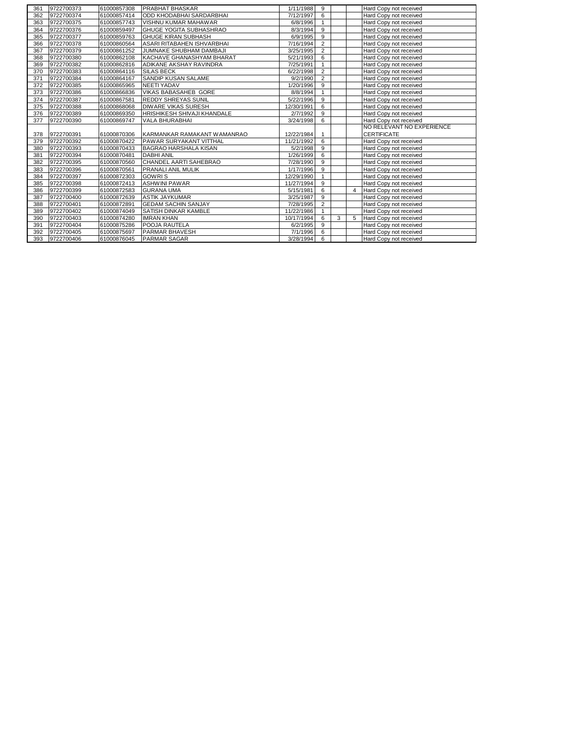| | | | | | | | | |
|---|---|---|---|---|---|---|---|---|
| 361 | 9722700373 | 61000857308 | PRABHAT BHASKAR | 1/11/1988 | 9 | | | Hard Copy not received |
| 362 | 9722700374 | 61000857414 | ODD KHODABHAI SARDARBHAI | 7/12/1997 | 6 | | | Hard Copy not received |
| 363 | 9722700375 | 61000857743 | VISHNU KUMAR MAHAWAR | 6/8/1996 | 1 | | | Hard Copy not received |
| 364 | 9722700376 | 61000859497 | GHUGE YOGITA SUBHASHRAO | 8/3/1994 | 9 | | | Hard Copy not received |
| 365 | 9722700377 | 61000859763 | GHUGE KIRAN SUBHASH | 6/9/1995 | 9 | | | Hard Copy not received |
| 366 | 9722700378 | 61000860564 | ASARI RITABAHEN ISHVARBHAI | 7/16/1994 | 2 | | | Hard Copy not received |
| 367 | 9722700379 | 61000861252 | JUMNAKE SHUBHAM DAMBAJI | 3/25/1995 | 2 | | | Hard Copy not received |
| 368 | 9722700380 | 61000862108 | KACHAVE GHANASHYAM BHARAT | 5/21/1993 | 6 | | | Hard Copy not received |
| 369 | 9722700382 | 61000862816 | ADIKANE AKSHAY RAVINDRA | 7/25/1991 | 1 | | | Hard Copy not received |
| 370 | 9722700383 | 61000864116 | SILAS BECK | 6/22/1998 | 2 | | | Hard Copy not received |
| 371 | 9722700384 | 61000864167 | SANDIP KUSAN SALAME | 9/2/1990 | 2 | | | Hard Copy not received |
| 372 | 9722700385 | 61000865965 | NEETI YADAV | 1/20/1996 | 9 | | | Hard Copy not received |
| 373 | 9722700386 | 61000866836 | VIKAS BABASAHEB GORE | 8/8/1994 | 1 | | | Hard Copy not received |
| 374 | 9722700387 | 61000867581 | REDDY SHREYAS SUNIL | 5/22/1996 | 9 | | | Hard Copy not received |
| 375 | 9722700388 | 61000868068 | DIWARE VIKAS SURESH | 12/30/1991 | 6 | | | Hard Copy not received |
| 376 | 9722700389 | 61000869350 | HRISHIKESH SHIVAJI KHANDALE | 2/7/1992 | 9 | | | Hard Copy not received |
| 377 | 9722700390 | 61000869747 | VALA BHURABHAI | 3/24/1998 | 6 | | | Hard Copy not received |
| 378 | 9722700391 | 61000870306 | KARMANKAR RAMAKANT WAMANRAO | 12/22/1984 | 1 | | | NO RELEVANT NO EXPERIENCE CERTIFICATE |
| 379 | 9722700392 | 61000870422 | PAWAR SURYAKANT VITTHAL | 11/21/1992 | 6 | | | Hard Copy not received |
| 380 | 9722700393 | 61000870433 | BAGRAO HARSHALA KISAN | 5/2/1998 | 9 | | | Hard Copy not received |
| 381 | 9722700394 | 61000870481 | DABHI ANIL | 1/26/1999 | 6 | | | Hard Copy not received |
| 382 | 9722700395 | 61000870560 | CHANDEL AARTI SAHEBRAO | 7/28/1990 | 9 | | | Hard Copy not received |
| 383 | 9722700396 | 61000870561 | PRANALI ANIL MULIK | 1/17/1996 | 9 | | | Hard Copy not received |
| 384 | 9722700397 | 61000872303 | GOWRI S | 12/29/1990 | 1 | | | Hard Copy not received |
| 385 | 9722700398 | 61000872413 | ASHWINI PAWAR | 11/27/1994 | 9 | | | Hard Copy not received |
| 386 | 9722700399 | 61000872583 | GURANA UMA | 5/15/1981 | 6 | | 4 | Hard Copy not received |
| 387 | 9722700400 | 61000872639 | ASTIK JAYKUMAR | 3/25/1987 | 9 | | | Hard Copy not received |
| 388 | 9722700401 | 61000872891 | GEDAM SACHIN SANJAY | 7/28/1995 | 2 | | | Hard Copy not received |
| 389 | 9722700402 | 61000874049 | SATISH DINKAR KAMBLE | 11/22/1986 | 1 | | | Hard Copy not received |
| 390 | 9722700403 | 61000874280 | IMRAN KHAN | 10/17/1994 | 6 | 3 | 5 | Hard Copy not received |
| 391 | 9722700404 | 61000875286 | POOJA RAUTELA | 6/2/1995 | 9 | | | Hard Copy not received |
| 392 | 9722700405 | 61000875697 | PARMAR BHAVESH | 7/1/1996 | 6 | | | Hard Copy not received |
| 393 | 9722700406 | 61000876045 | PARMAR SAGAR | 3/28/1994 | 6 | | | Hard Copy not received |